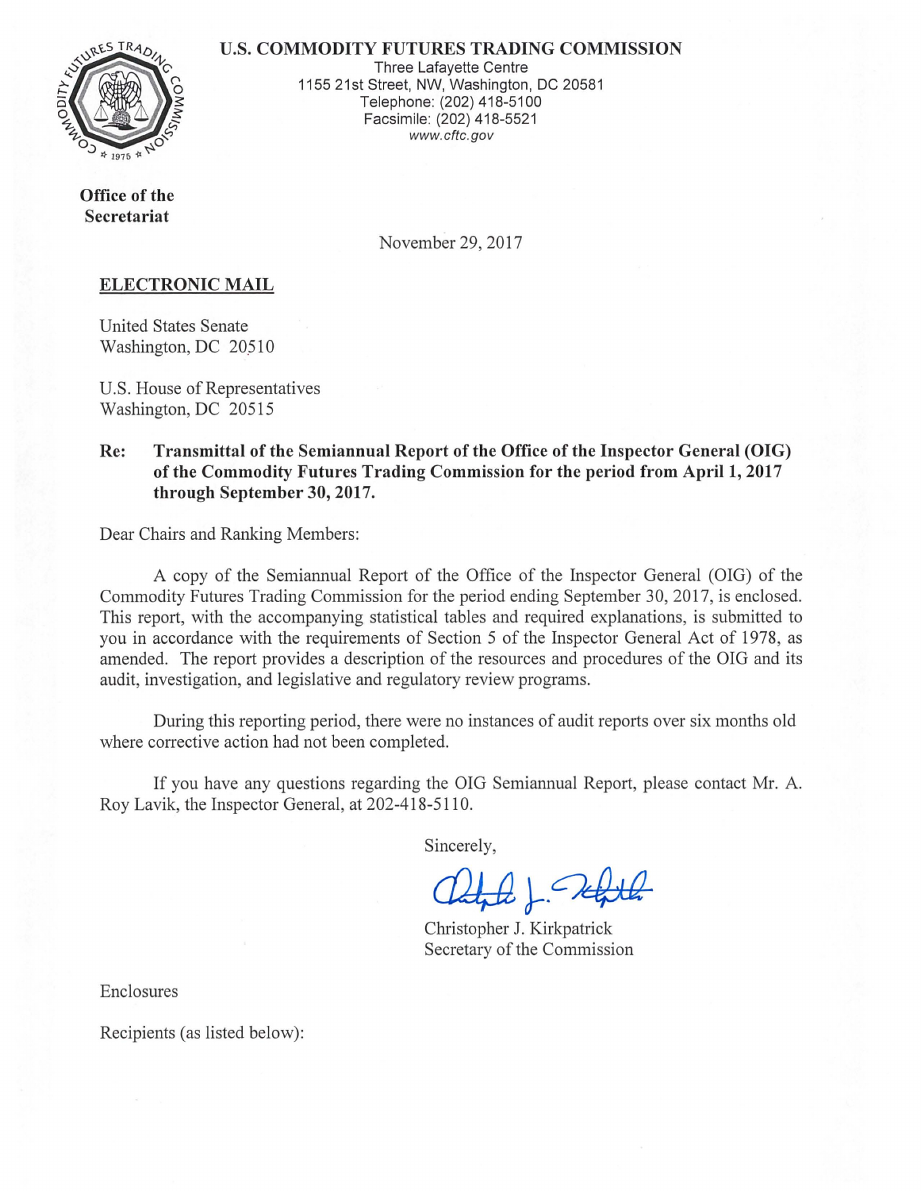**U.S. COMMODITY FUTURES TRADING COMMISSION**

Three Lafayette Centre
1155 21st Street, NW, Washington, DC 20581
Telephone: (202) 418-5100
Facsimile: (202) 418-5521
www.cftc.gov

**Office of the Secretariat**

November 29, 2017

**ELECTRONIC MAIL**

United States Senate
Washington, DC 20510

U.S. House of Representatives
Washington, DC 20515

**Re: Transmittal of the Semiannual Report of the Office of the Inspector General (OIG) of the Commodity Futures Trading Commission for the period from April 1, 2017 through September 30, 2017.**

Dear Chairs and Ranking Members:

A copy of the Semiannual Report of the Office of the Inspector General (OIG) of the Commodity Futures Trading Commission for the period ending September 30, 2017, is enclosed. This report, with the accompanying statistical tables and required explanations, is submitted to you in accordance with the requirements of Section 5 of the Inspector General Act of 1978, as amended. The report provides a description of the resources and procedures of the OIG and its audit, investigation, and legislative and regulatory review programs.

During this reporting period, there were no instances of audit reports over six months old where corrective action had not been completed.

If you have any questions regarding the OIG Semiannual Report, please contact Mr. A. Roy Lavik, the Inspector General, at 202-418-5110.

Sincerely,

Christopher J. Kirkpatrick
Secretary of the Commission

Enclosures

Recipients (as listed below):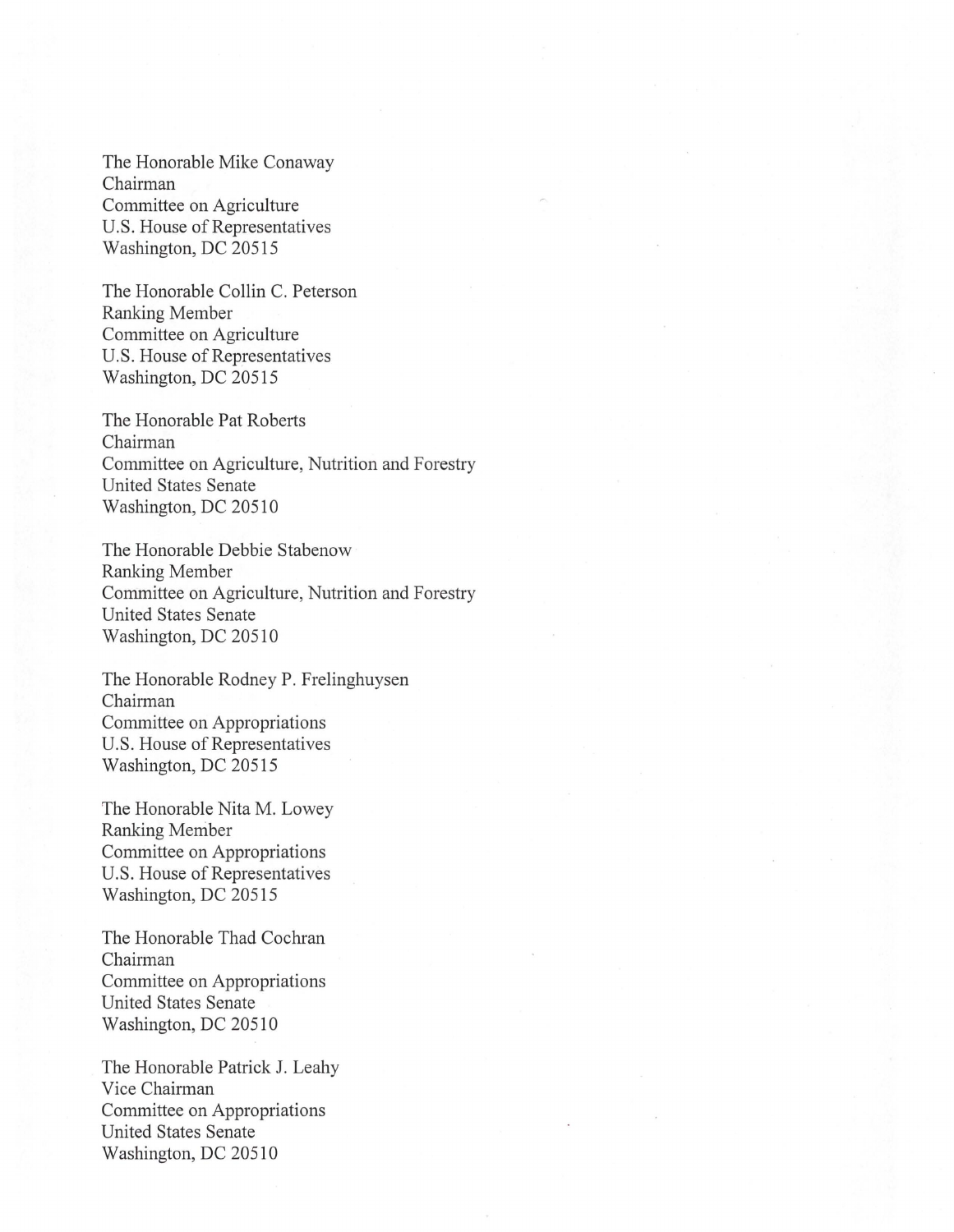The Honorable Mike Conaway
Chairman
Committee on Agriculture
U.S. House of Representatives
Washington, DC 20515

The Honorable Collin C. Peterson
Ranking Member
Committee on Agriculture
U.S. House of Representatives
Washington, DC 20515

The Honorable Pat Roberts
Chairman
Committee on Agriculture, Nutrition and Forestry
United States Senate
Washington, DC 20510

The Honorable Debbie Stabenow
Ranking Member
Committee on Agriculture, Nutrition and Forestry
United States Senate
Washington, DC 20510

The Honorable Rodney P. Frelinghuysen
Chairman
Committee on Appropriations
U.S. House of Representatives
Washington, DC 20515

The Honorable Nita M. Lowey
Ranking Member
Committee on Appropriations
U.S. House of Representatives
Washington, DC 20515

The Honorable Thad Cochran
Chairman
Committee on Appropriations
United States Senate
Washington, DC 20510

The Honorable Patrick J. Leahy
Vice Chairman
Committee on Appropriations
United States Senate
Washington, DC 20510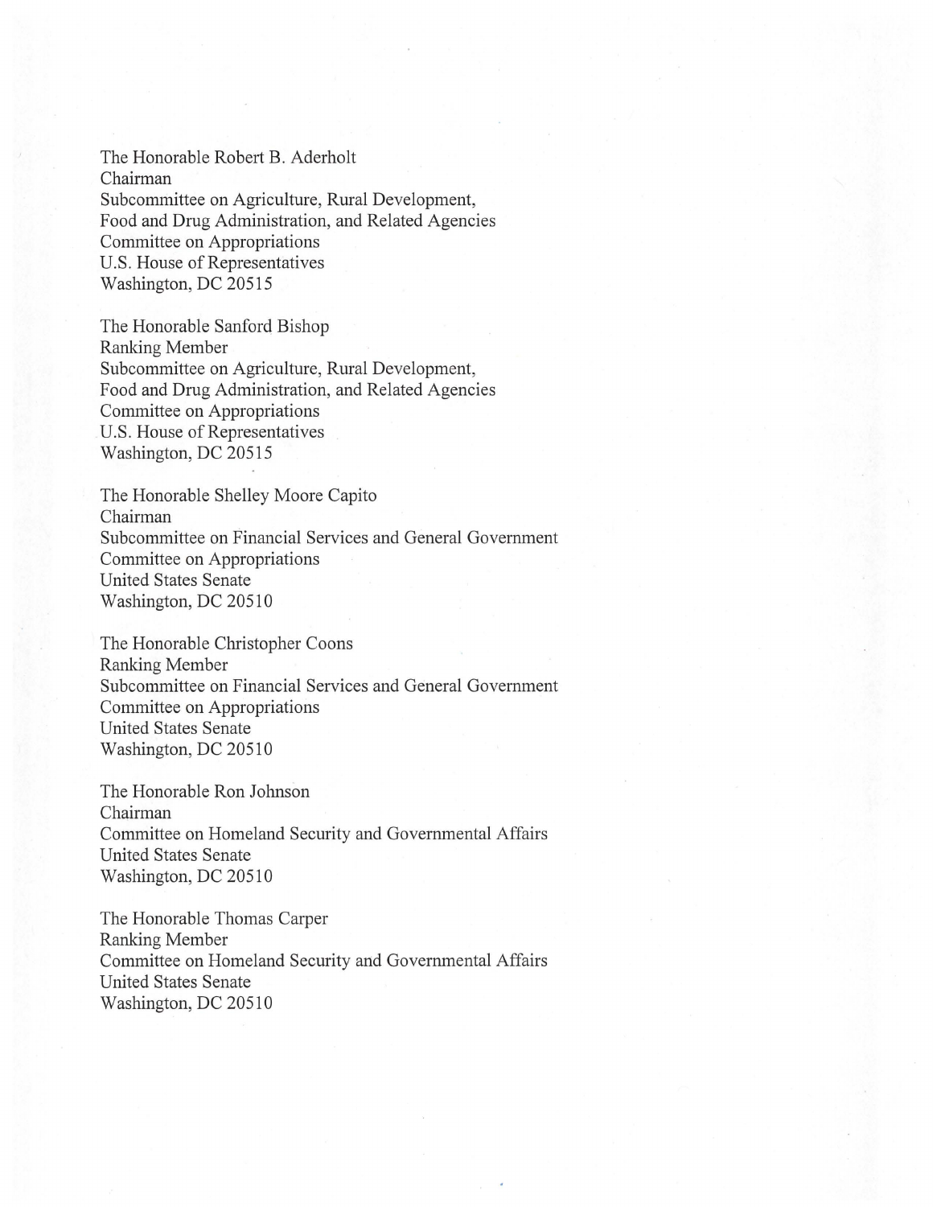The Honorable Robert B. Aderholt
Chairman
Subcommittee on Agriculture, Rural Development,
Food and Drug Administration, and Related Agencies
Committee on Appropriations
U.S. House of Representatives
Washington, DC 20515

The Honorable Sanford Bishop
Ranking Member
Subcommittee on Agriculture, Rural Development,
Food and Drug Administration, and Related Agencies
Committee on Appropriations
U.S. House of Representatives
Washington, DC 20515

The Honorable Shelley Moore Capito
Chairman
Subcommittee on Financial Services and General Government
Committee on Appropriations
United States Senate
Washington, DC 20510

The Honorable Christopher Coons
Ranking Member
Subcommittee on Financial Services and General Government
Committee on Appropriations
United States Senate
Washington, DC 20510

The Honorable Ron Johnson
Chairman
Committee on Homeland Security and Governmental Affairs
United States Senate
Washington, DC 20510

The Honorable Thomas Carper
Ranking Member
Committee on Homeland Security and Governmental Affairs
United States Senate
Washington, DC 20510